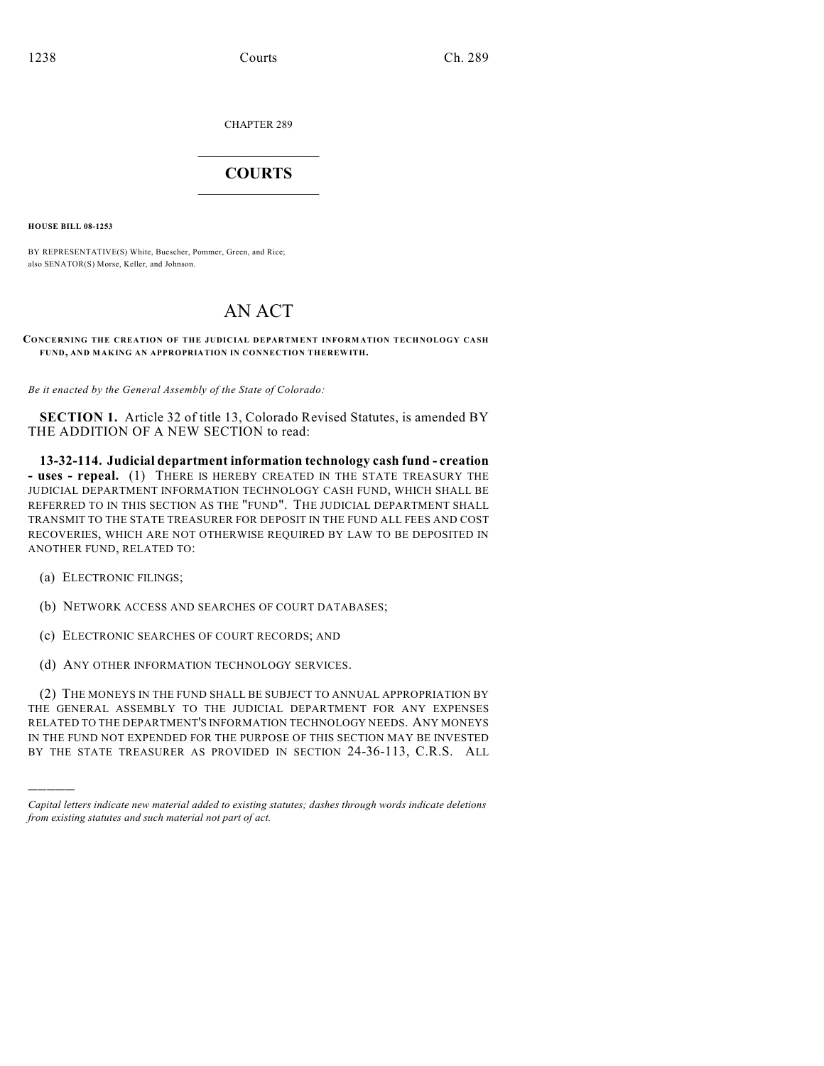CHAPTER 289

# COURTS

**HOUSE BILL 08-1253**

BY REPRESENTATIVE(S) White, Buescher, Pommer, Green, and Rice;
also SENATOR(S) Morse, Keller, and Johnson.

# AN ACT

**CONCERNING THE CREATION OF THE JUDICIAL DEPARTMENT INFORMATION TECHNOLOGY CASH FUND, AND MAKING AN APPROPRIATION IN CONNECTION THEREWITH.**

*Be it enacted by the General Assembly of the State of Colorado:*

**SECTION 1.** Article 32 of title 13, Colorado Revised Statutes, is amended BY THE ADDITION OF A NEW SECTION to read:

**13-32-114. Judicial department information technology cash fund - creation - uses - repeal.** (1) THERE IS HEREBY CREATED IN THE STATE TREASURY THE JUDICIAL DEPARTMENT INFORMATION TECHNOLOGY CASH FUND, WHICH SHALL BE REFERRED TO IN THIS SECTION AS THE "FUND". THE JUDICIAL DEPARTMENT SHALL TRANSMIT TO THE STATE TREASURER FOR DEPOSIT IN THE FUND ALL FEES AND COST RECOVERIES, WHICH ARE NOT OTHERWISE REQUIRED BY LAW TO BE DEPOSITED IN ANOTHER FUND, RELATED TO:

(a) ELECTRONIC FILINGS;

(b) NETWORK ACCESS AND SEARCHES OF COURT DATABASES;

(c) ELECTRONIC SEARCHES OF COURT RECORDS; AND

(d) ANY OTHER INFORMATION TECHNOLOGY SERVICES.

(2) THE MONEYS IN THE FUND SHALL BE SUBJECT TO ANNUAL APPROPRIATION BY THE GENERAL ASSEMBLY TO THE JUDICIAL DEPARTMENT FOR ANY EXPENSES RELATED TO THE DEPARTMENT'S INFORMATION TECHNOLOGY NEEDS. ANY MONEYS IN THE FUND NOT EXPENDED FOR THE PURPOSE OF THIS SECTION MAY BE INVESTED BY THE STATE TREASURER AS PROVIDED IN SECTION 24-36-113, C.R.S. ALL

---

*Capital letters indicate new material added to existing statutes; dashes through words indicate deletions from existing statutes and such material not part of act.*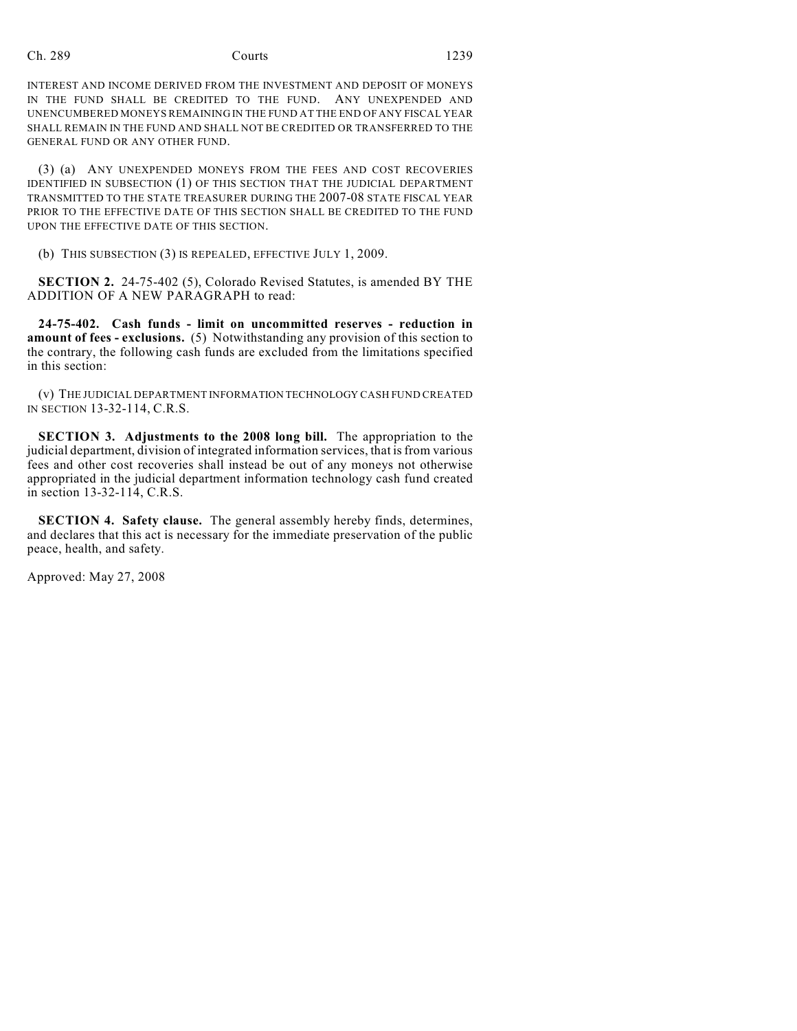INTEREST AND INCOME DERIVED FROM THE INVESTMENT AND DEPOSIT OF MONEYS IN THE FUND SHALL BE CREDITED TO THE FUND. ANY UNEXPENDED AND UNENCUMBERED MONEYS REMAINING IN THE FUND AT THE END OF ANY FISCAL YEAR SHALL REMAIN IN THE FUND AND SHALL NOT BE CREDITED OR TRANSFERRED TO THE GENERAL FUND OR ANY OTHER FUND.

(3) (a) ANY UNEXPENDED MONEYS FROM THE FEES AND COST RECOVERIES IDENTIFIED IN SUBSECTION (1) OF THIS SECTION THAT THE JUDICIAL DEPARTMENT TRANSMITTED TO THE STATE TREASURER DURING THE 2007-08 STATE FISCAL YEAR PRIOR TO THE EFFECTIVE DATE OF THIS SECTION SHALL BE CREDITED TO THE FUND UPON THE EFFECTIVE DATE OF THIS SECTION.

(b) THIS SUBSECTION (3) IS REPEALED, EFFECTIVE JULY 1, 2009.

**SECTION 2.** 24-75-402 (5), Colorado Revised Statutes, is amended BY THE ADDITION OF A NEW PARAGRAPH to read:

**24-75-402. Cash funds - limit on uncommitted reserves - reduction in amount of fees - exclusions.** (5) Notwithstanding any provision of this section to the contrary, the following cash funds are excluded from the limitations specified in this section:

(v) THE JUDICIAL DEPARTMENT INFORMATION TECHNOLOGY CASH FUND CREATED IN SECTION 13-32-114, C.R.S.

**SECTION 3. Adjustments to the 2008 long bill.** The appropriation to the judicial department, division of integrated information services, that is from various fees and other cost recoveries shall instead be out of any moneys not otherwise appropriated in the judicial department information technology cash fund created in section 13-32-114, C.R.S.

**SECTION 4. Safety clause.** The general assembly hereby finds, determines, and declares that this act is necessary for the immediate preservation of the public peace, health, and safety.

Approved: May 27, 2008